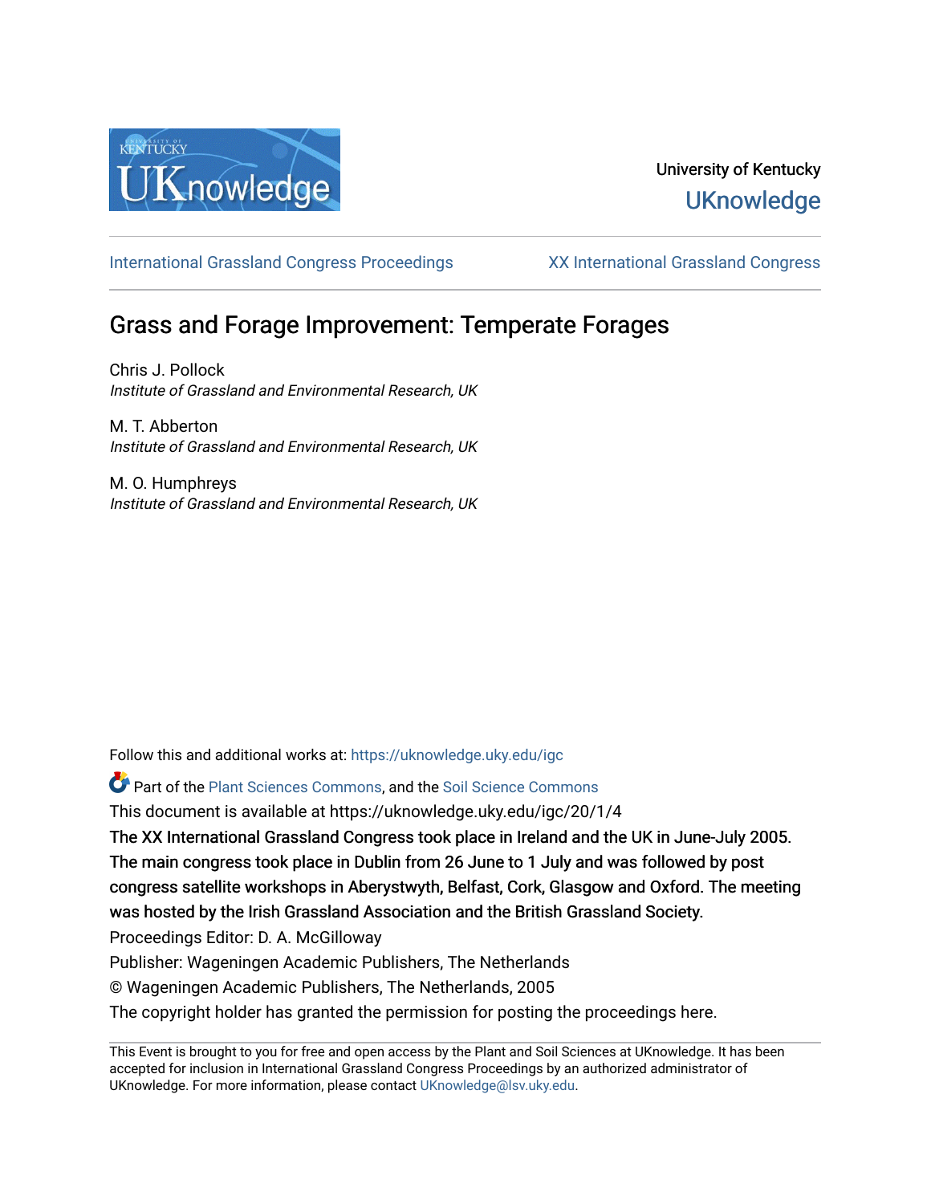University of Kentucky
UKnowledge

International Grassland Congress Proceedings | XX International Grassland Congress

# Grass and Forage Improvement: Temperate Forages

Chris J. Pollock
*Institute of Grassland and Environmental Research, UK*

M. T. Abberton
*Institute of Grassland and Environmental Research, UK*

M. O. Humphreys
*Institute of Grassland and Environmental Research, UK*

Follow this and additional works at: https://uknowledge.uky.edu/igc

Part of the Plant Sciences Commons, and the Soil Science Commons

This document is available at https://uknowledge.uky.edu/igc/20/1/4

The XX International Grassland Congress took place in Ireland and the UK in June-July 2005. The main congress took place in Dublin from 26 June to 1 July and was followed by post congress satellite workshops in Aberystwyth, Belfast, Cork, Glasgow and Oxford. The meeting was hosted by the Irish Grassland Association and the British Grassland Society.

Proceedings Editor: D. A. McGilloway

Publisher: Wageningen Academic Publishers, The Netherlands

© Wageningen Academic Publishers, The Netherlands, 2005

The copyright holder has granted the permission for posting the proceedings here.

This Event is brought to you for free and open access by the Plant and Soil Sciences at UKnowledge. It has been accepted for inclusion in International Grassland Congress Proceedings by an authorized administrator of UKnowledge. For more information, please contact UKnowledge@lsv.uky.edu.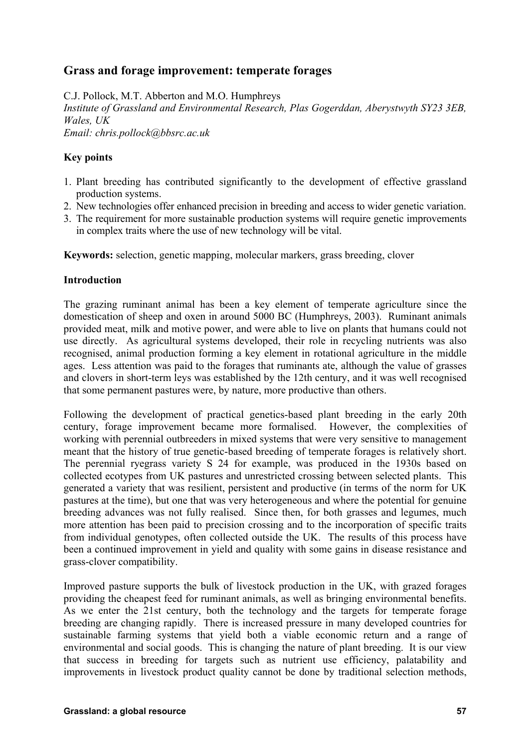## Grass and forage improvement: temperate forages

C.J. Pollock, M.T. Abberton and M.O. Humphreys

*Institute of Grassland and Environmental Research, Plas Gogerddan, Aberystwyth SY23 3EB, Wales, UK*

*Email: chris.pollock@bbsrc.ac.uk*

### Key points

1. Plant breeding has contributed significantly to the development of effective grassland production systems.
2. New technologies offer enhanced precision in breeding and access to wider genetic variation.
3. The requirement for more sustainable production systems will require genetic improvements in complex traits where the use of new technology will be vital.

**Keywords:** selection, genetic mapping, molecular markers, grass breeding, clover

### Introduction

The grazing ruminant animal has been a key element of temperate agriculture since the domestication of sheep and oxen in around 5000 BC (Humphreys, 2003). Ruminant animals provided meat, milk and motive power, and were able to live on plants that humans could not use directly. As agricultural systems developed, their role in recycling nutrients was also recognised, animal production forming a key element in rotational agriculture in the middle ages. Less attention was paid to the forages that ruminants ate, although the value of grasses and clovers in short-term leys was established by the 12th century, and it was well recognised that some permanent pastures were, by nature, more productive than others.

Following the development of practical genetics-based plant breeding in the early 20th century, forage improvement became more formalised. However, the complexities of working with perennial outbreeders in mixed systems that were very sensitive to management meant that the history of true genetic-based breeding of temperate forages is relatively short. The perennial ryegrass variety S 24 for example, was produced in the 1930s based on collected ecotypes from UK pastures and unrestricted crossing between selected plants. This generated a variety that was resilient, persistent and productive (in terms of the norm for UK pastures at the time), but one that was very heterogeneous and where the potential for genuine breeding advances was not fully realised. Since then, for both grasses and legumes, much more attention has been paid to precision crossing and to the incorporation of specific traits from individual genotypes, often collected outside the UK. The results of this process have been a continued improvement in yield and quality with some gains in disease resistance and grass-clover compatibility.

Improved pasture supports the bulk of livestock production in the UK, with grazed forages providing the cheapest feed for ruminant animals, as well as bringing environmental benefits. As we enter the 21st century, both the technology and the targets for temperate forage breeding are changing rapidly. There is increased pressure in many developed countries for sustainable farming systems that yield both a viable economic return and a range of environmental and social goods. This is changing the nature of plant breeding. It is our view that success in breeding for targets such as nutrient use efficiency, palatability and improvements in livestock product quality cannot be done by traditional selection methods,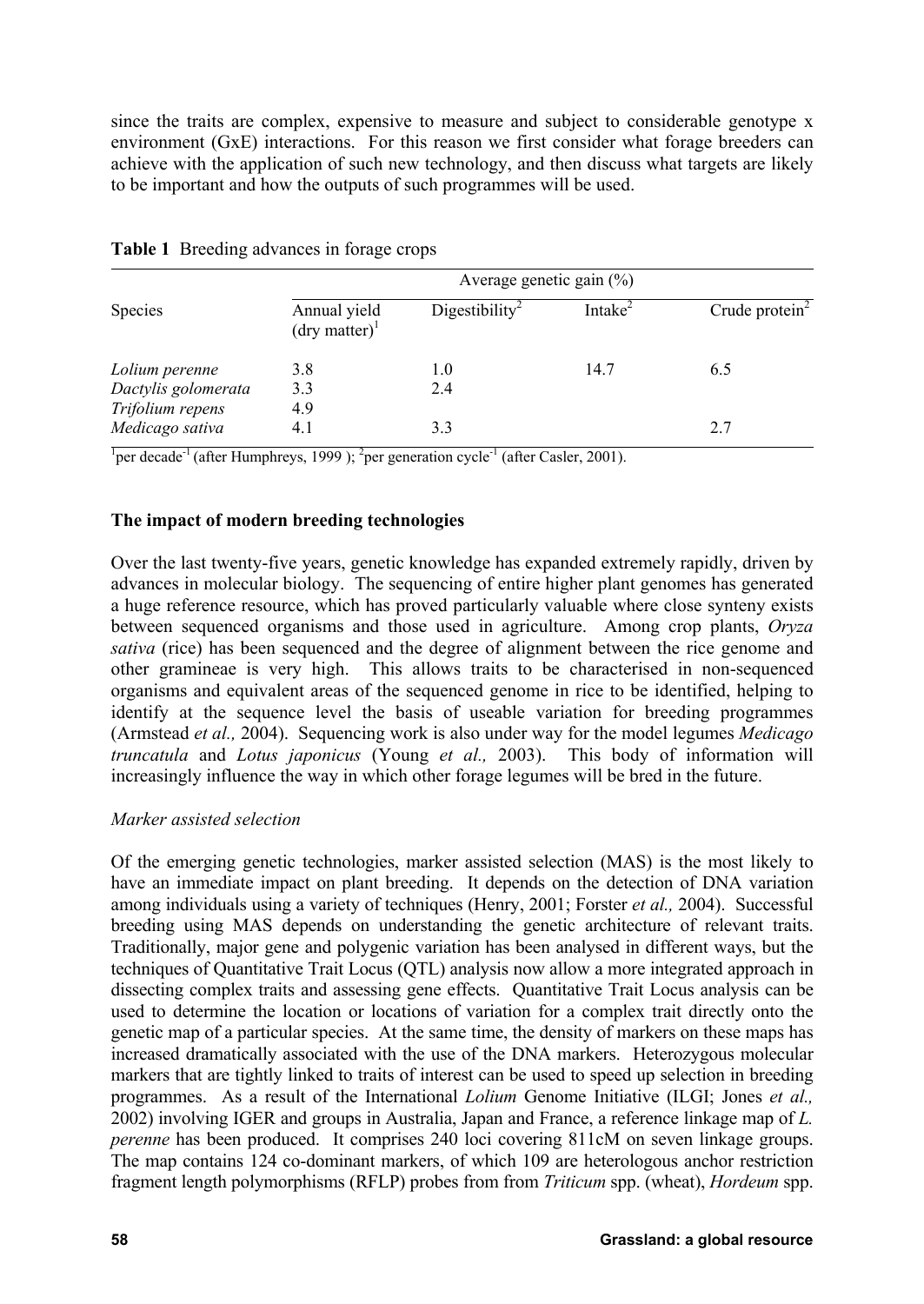since the traits are complex, expensive to measure and subject to considerable genotype x environment (GxE) interactions. For this reason we first consider what forage breeders can achieve with the application of such new technology, and then discuss what targets are likely to be important and how the outputs of such programmes will be used.

**Table 1** Breeding advances in forage crops

| Species | Average genetic gain (%) | | | |
|---|---|---|---|---|
| | Annual yield (dry matter)[1] | Digestibility[2] | Intake[2] | Crude protein[2] |
| *Lolium perenne* | 3.8 | 1.0 | 14.7 | 6.5 |
| *Dactylis golomerata* | 3.3 | 2.4 | | |
| *Trifolium repens* | 4.9 | | | |
| *Medicago sativa* | 4.1 | 3.3 | | 2.7 |

[1]per decade$^{-1}$ (after Humphreys, 1999 ); [2]per generation cycle$^{-1}$ (after Casler, 2001).

## The impact of modern breeding technologies

Over the last twenty-five years, genetic knowledge has expanded extremely rapidly, driven by advances in molecular biology. The sequencing of entire higher plant genomes has generated a huge reference resource, which has proved particularly valuable where close synteny exists between sequenced organisms and those used in agriculture. Among crop plants, *Oryza sativa* (rice) has been sequenced and the degree of alignment between the rice genome and other gramineae is very high. This allows traits to be characterised in non-sequenced organisms and equivalent areas of the sequenced genome in rice to be identified, helping to identify at the sequence level the basis of useable variation for breeding programmes (Armstead *et al.,* 2004). Sequencing work is also under way for the model legumes *Medicago truncatula* and *Lotus japonicus* (Young *et al.,* 2003). This body of information will increasingly influence the way in which other forage legumes will be bred in the future.

### *Marker assisted selection*

Of the emerging genetic technologies, marker assisted selection (MAS) is the most likely to have an immediate impact on plant breeding. It depends on the detection of DNA variation among individuals using a variety of techniques (Henry, 2001; Forster *et al.,* 2004). Successful breeding using MAS depends on understanding the genetic architecture of relevant traits. Traditionally, major gene and polygenic variation has been analysed in different ways, but the techniques of Quantitative Trait Locus (QTL) analysis now allow a more integrated approach in dissecting complex traits and assessing gene effects. Quantitative Trait Locus analysis can be used to determine the location or locations of variation for a complex trait directly onto the genetic map of a particular species. At the same time, the density of markers on these maps has increased dramatically associated with the use of the DNA markers. Heterozygous molecular markers that are tightly linked to traits of interest can be used to speed up selection in breeding programmes. As a result of the International *Lolium* Genome Initiative (ILGI; Jones *et al.,* 2002) involving IGER and groups in Australia, Japan and France, a reference linkage map of *L. perenne* has been produced. It comprises 240 loci covering 811cM on seven linkage groups. The map contains 124 co-dominant markers, of which 109 are heterologous anchor restriction fragment length polymorphisms (RFLP) probes from from *Triticum* spp. (wheat), *Hordeum* spp.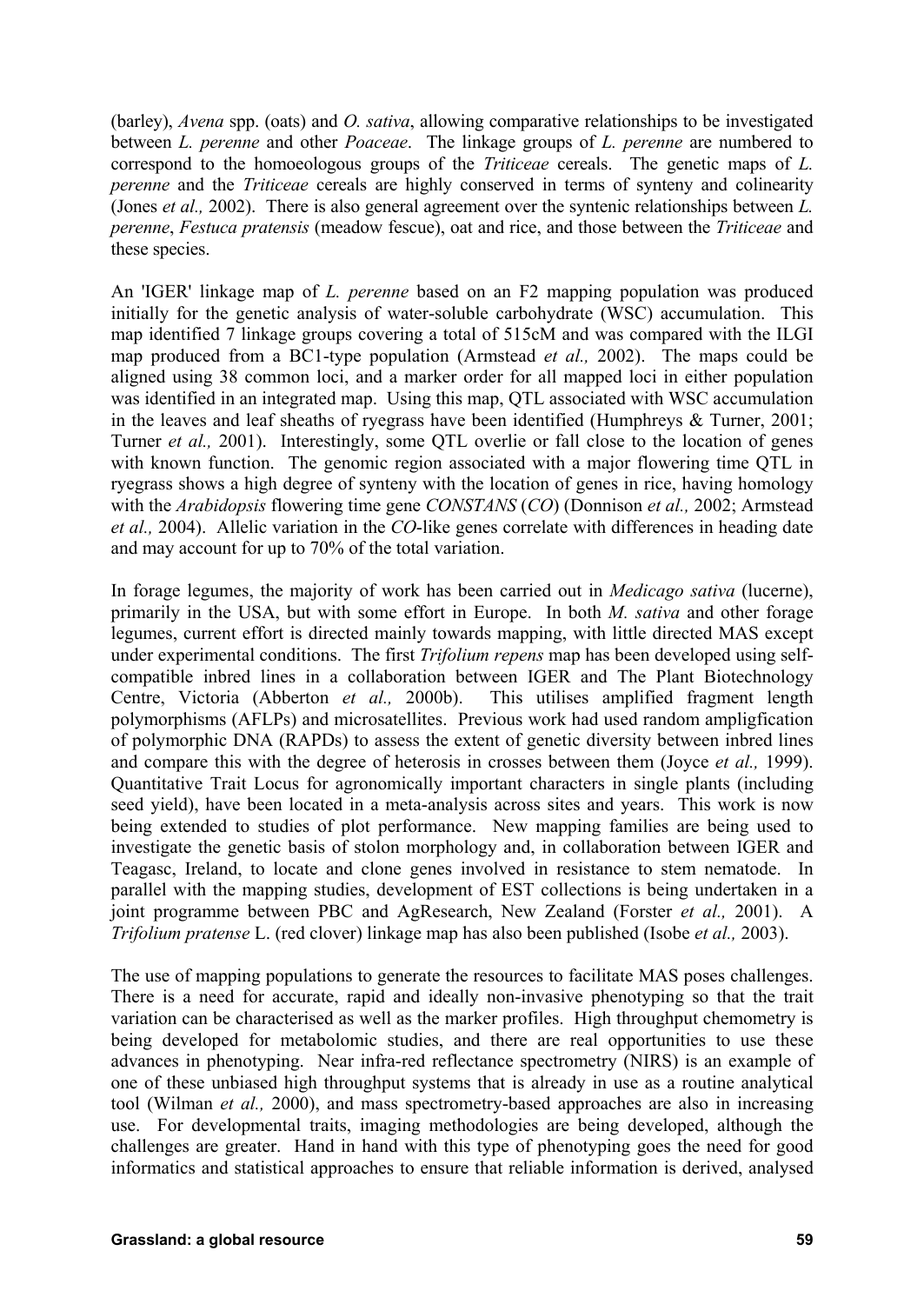(barley), *Avena* spp. (oats) and *O. sativa*, allowing comparative relationships to be investigated between *L. perenne* and other *Poaceae*. The linkage groups of *L. perenne* are numbered to correspond to the homoeologous groups of the *Triticeae* cereals. The genetic maps of *L. perenne* and the *Triticeae* cereals are highly conserved in terms of synteny and colinearity (Jones *et al.,* 2002). There is also general agreement over the syntenic relationships between *L. perenne*, *Festuca pratensis* (meadow fescue), oat and rice, and those between the *Triticeae* and these species.

An 'IGER' linkage map of *L. perenne* based on an F2 mapping population was produced initially for the genetic analysis of water-soluble carbohydrate (WSC) accumulation. This map identified 7 linkage groups covering a total of 515cM and was compared with the ILGI map produced from a BC1-type population (Armstead *et al.,* 2002). The maps could be aligned using 38 common loci, and a marker order for all mapped loci in either population was identified in an integrated map. Using this map, QTL associated with WSC accumulation in the leaves and leaf sheaths of ryegrass have been identified (Humphreys & Turner, 2001; Turner *et al.,* 2001). Interestingly, some QTL overlie or fall close to the location of genes with known function. The genomic region associated with a major flowering time QTL in ryegrass shows a high degree of synteny with the location of genes in rice, having homology with the *Arabidopsis* flowering time gene *CONSTANS* (*CO*) (Donnison *et al.,* 2002; Armstead *et al.,* 2004). Allelic variation in the *CO*-like genes correlate with differences in heading date and may account for up to 70% of the total variation.

In forage legumes, the majority of work has been carried out in *Medicago sativa* (lucerne), primarily in the USA, but with some effort in Europe. In both *M. sativa* and other forage legumes, current effort is directed mainly towards mapping, with little directed MAS except under experimental conditions. The first *Trifolium repens* map has been developed using self-compatible inbred lines in a collaboration between IGER and The Plant Biotechnology Centre, Victoria (Abberton *et al.,* 2000b). This utilises amplified fragment length polymorphisms (AFLPs) and microsatellites. Previous work had used random ampligfication of polymorphic DNA (RAPDs) to assess the extent of genetic diversity between inbred lines and compare this with the degree of heterosis in crosses between them (Joyce *et al.,* 1999). Quantitative Trait Locus for agronomically important characters in single plants (including seed yield), have been located in a meta-analysis across sites and years. This work is now being extended to studies of plot performance. New mapping families are being used to investigate the genetic basis of stolon morphology and, in collaboration between IGER and Teagasc, Ireland, to locate and clone genes involved in resistance to stem nematode. In parallel with the mapping studies, development of EST collections is being undertaken in a joint programme between PBC and AgResearch, New Zealand (Forster *et al.,* 2001). A *Trifolium pratense* L. (red clover) linkage map has also been published (Isobe *et al.,* 2003).

The use of mapping populations to generate the resources to facilitate MAS poses challenges. There is a need for accurate, rapid and ideally non-invasive phenotyping so that the trait variation can be characterised as well as the marker profiles. High throughput chemometry is being developed for metabolomic studies, and there are real opportunities to use these advances in phenotyping. Near infra-red reflectance spectrometry (NIRS) is an example of one of these unbiased high throughput systems that is already in use as a routine analytical tool (Wilman *et al.,* 2000), and mass spectrometry-based approaches are also in increasing use. For developmental traits, imaging methodologies are being developed, although the challenges are greater. Hand in hand with this type of phenotyping goes the need for good informatics and statistical approaches to ensure that reliable information is derived, analysed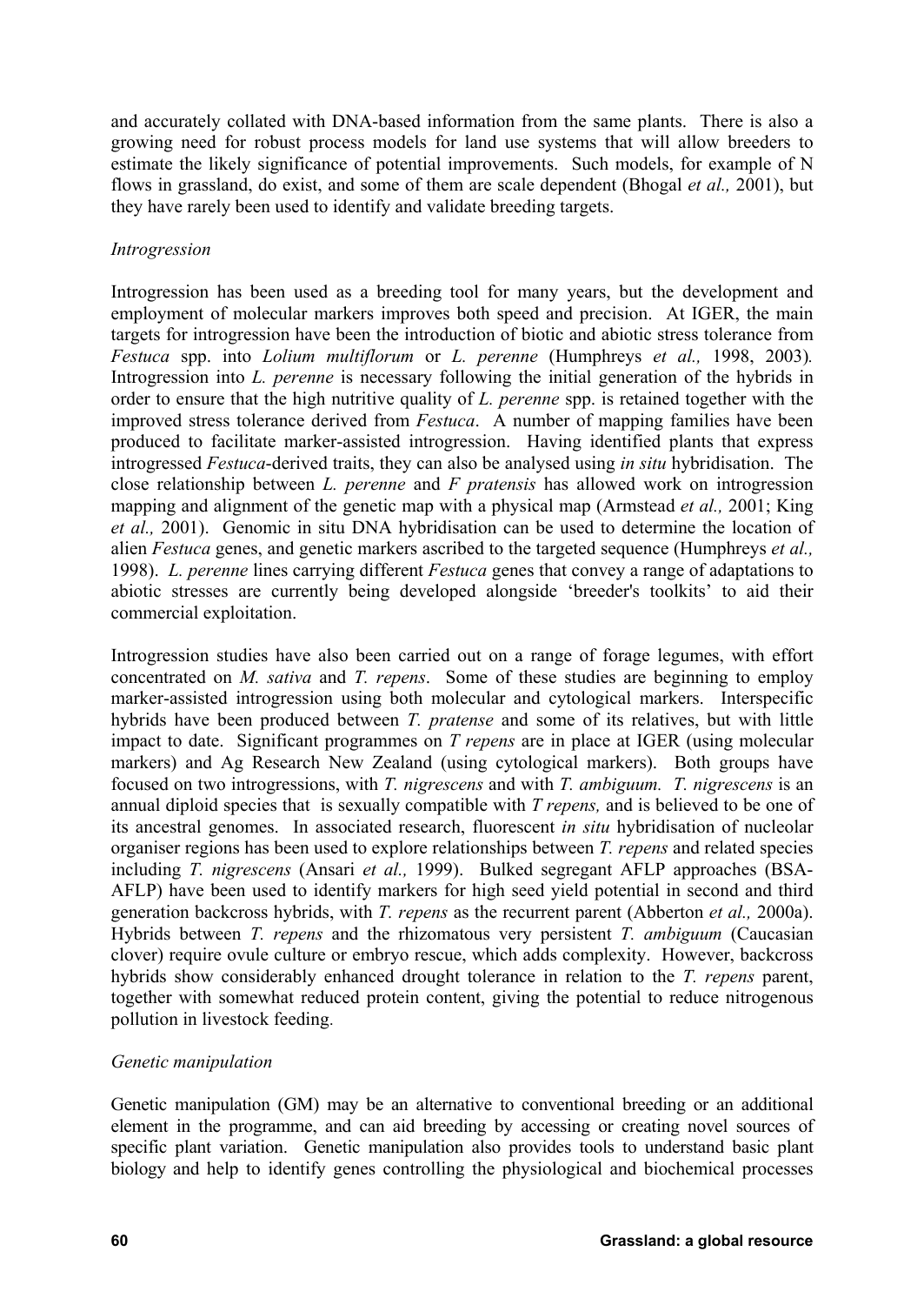and accurately collated with DNA-based information from the same plants. There is also a growing need for robust process models for land use systems that will allow breeders to estimate the likely significance of potential improvements. Such models, for example of N flows in grassland, do exist, and some of them are scale dependent (Bhogal *et al.,* 2001), but they have rarely been used to identify and validate breeding targets.

*Introgression*

Introgression has been used as a breeding tool for many years, but the development and employment of molecular markers improves both speed and precision. At IGER, the main targets for introgression have been the introduction of biotic and abiotic stress tolerance from *Festuca* spp. into *Lolium multiflorum* or *L. perenne* (Humphreys *et al.,* 1998, 2003)*.* Introgression into *L. perenne* is necessary following the initial generation of the hybrids in order to ensure that the high nutritive quality of *L. perenne* spp. is retained together with the improved stress tolerance derived from *Festuca*. A number of mapping families have been produced to facilitate marker-assisted introgression. Having identified plants that express introgressed *Festuca*-derived traits, they can also be analysed using *in situ* hybridisation. The close relationship between *L. perenne* and *F pratensis* has allowed work on introgression mapping and alignment of the genetic map with a physical map (Armstead *et al.,* 2001; King *et al.,* 2001). Genomic in situ DNA hybridisation can be used to determine the location of alien *Festuca* genes, and genetic markers ascribed to the targeted sequence (Humphreys *et al.,* 1998). *L. perenne* lines carrying different *Festuca* genes that convey a range of adaptations to abiotic stresses are currently being developed alongside 'breeder's toolkits' to aid their commercial exploitation.

Introgression studies have also been carried out on a range of forage legumes, with effort concentrated on *M. sativa* and *T. repens*. Some of these studies are beginning to employ marker-assisted introgression using both molecular and cytological markers. Interspecific hybrids have been produced between *T. pratense* and some of its relatives, but with little impact to date. Significant programmes on *T repens* are in place at IGER (using molecular markers) and Ag Research New Zealand (using cytological markers). Both groups have focused on two introgressions, with *T. nigrescens* and with *T. ambiguum. T. nigrescens* is an annual diploid species that is sexually compatible with *T repens,* and is believed to be one of its ancestral genomes. In associated research, fluorescent *in situ* hybridisation of nucleolar organiser regions has been used to explore relationships between *T. repens* and related species including *T. nigrescens* (Ansari *et al.,* 1999). Bulked segregant AFLP approaches (BSA-AFLP) have been used to identify markers for high seed yield potential in second and third generation backcross hybrids, with *T. repens* as the recurrent parent (Abberton *et al.,* 2000a). Hybrids between *T. repens* and the rhizomatous very persistent *T. ambiguum* (Caucasian clover) require ovule culture or embryo rescue, which adds complexity. However, backcross hybrids show considerably enhanced drought tolerance in relation to the *T. repens* parent, together with somewhat reduced protein content, giving the potential to reduce nitrogenous pollution in livestock feeding.

*Genetic manipulation*

Genetic manipulation (GM) may be an alternative to conventional breeding or an additional element in the programme, and can aid breeding by accessing or creating novel sources of specific plant variation. Genetic manipulation also provides tools to understand basic plant biology and help to identify genes controlling the physiological and biochemical processes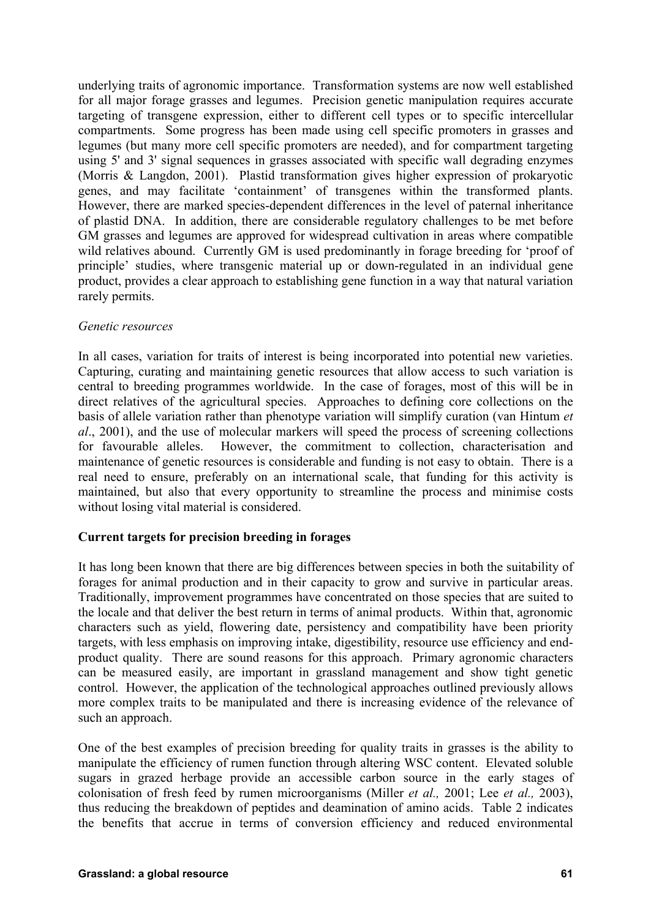underlying traits of agronomic importance. Transformation systems are now well established for all major forage grasses and legumes. Precision genetic manipulation requires accurate targeting of transgene expression, either to different cell types or to specific intercellular compartments. Some progress has been made using cell specific promoters in grasses and legumes (but many more cell specific promoters are needed), and for compartment targeting using 5' and 3' signal sequences in grasses associated with specific wall degrading enzymes (Morris & Langdon, 2001). Plastid transformation gives higher expression of prokaryotic genes, and may facilitate 'containment' of transgenes within the transformed plants. However, there are marked species-dependent differences in the level of paternal inheritance of plastid DNA. In addition, there are considerable regulatory challenges to be met before GM grasses and legumes are approved for widespread cultivation in areas where compatible wild relatives abound. Currently GM is used predominantly in forage breeding for 'proof of principle' studies, where transgenic material up or down-regulated in an individual gene product, provides a clear approach to establishing gene function in a way that natural variation rarely permits.

*Genetic resources*

In all cases, variation for traits of interest is being incorporated into potential new varieties. Capturing, curating and maintaining genetic resources that allow access to such variation is central to breeding programmes worldwide. In the case of forages, most of this will be in direct relatives of the agricultural species. Approaches to defining core collections on the basis of allele variation rather than phenotype variation will simplify curation (van Hintum *et al*., 2001), and the use of molecular markers will speed the process of screening collections for favourable alleles. However, the commitment to collection, characterisation and maintenance of genetic resources is considerable and funding is not easy to obtain. There is a real need to ensure, preferably on an international scale, that funding for this activity is maintained, but also that every opportunity to streamline the process and minimise costs without losing vital material is considered.

**Current targets for precision breeding in forages**

It has long been known that there are big differences between species in both the suitability of forages for animal production and in their capacity to grow and survive in particular areas. Traditionally, improvement programmes have concentrated on those species that are suited to the locale and that deliver the best return in terms of animal products. Within that, agronomic characters such as yield, flowering date, persistency and compatibility have been priority targets, with less emphasis on improving intake, digestibility, resource use efficiency and end-product quality. There are sound reasons for this approach. Primary agronomic characters can be measured easily, are important in grassland management and show tight genetic control. However, the application of the technological approaches outlined previously allows more complex traits to be manipulated and there is increasing evidence of the relevance of such an approach.

One of the best examples of precision breeding for quality traits in grasses is the ability to manipulate the efficiency of rumen function through altering WSC content. Elevated soluble sugars in grazed herbage provide an accessible carbon source in the early stages of colonisation of fresh feed by rumen microorganisms (Miller *et al.,* 2001; Lee *et al.,* 2003), thus reducing the breakdown of peptides and deamination of amino acids. Table 2 indicates the benefits that accrue in terms of conversion efficiency and reduced environmental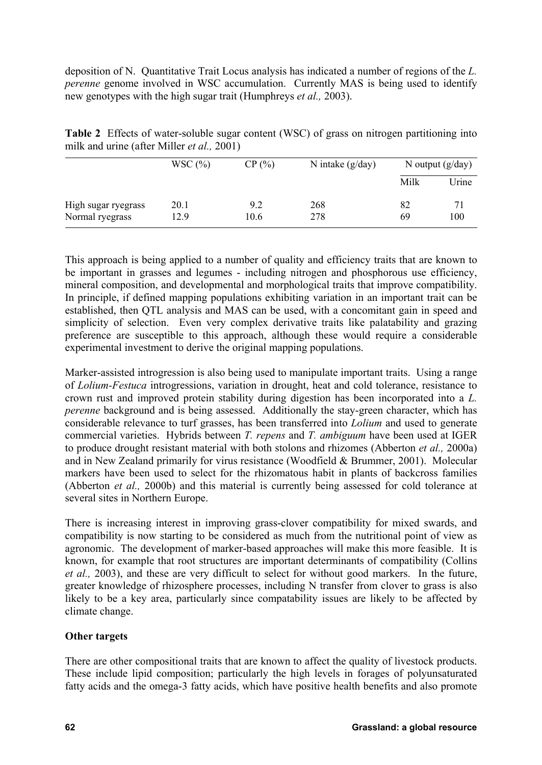deposition of N. Quantitative Trait Locus analysis has indicated a number of regions of the *L. perenne* genome involved in WSC accumulation. Currently MAS is being used to identify new genotypes with the high sugar trait (Humphreys *et al.,* 2003).

**Table 2** Effects of water-soluble sugar content (WSC) of grass on nitrogen partitioning into milk and urine (after Miller *et al.,* 2001)

| | WSC (%) | CP (%) | N intake (g/day) | N output (g/day) | |
|---|---|---|---|---|---|
| | | | | Milk | Urine |
| High sugar ryegrass | 20.1 | 9.2 | 268 | 82 | 71 |
| Normal ryegrass | 12.9 | 10.6 | 278 | 69 | 100 |

This approach is being applied to a number of quality and efficiency traits that are known to be important in grasses and legumes - including nitrogen and phosphorous use efficiency, mineral composition, and developmental and morphological traits that improve compatibility. In principle, if defined mapping populations exhibiting variation in an important trait can be established, then QTL analysis and MAS can be used, with a concomitant gain in speed and simplicity of selection. Even very complex derivative traits like palatability and grazing preference are susceptible to this approach, although these would require a considerable experimental investment to derive the original mapping populations.

Marker-assisted introgression is also being used to manipulate important traits. Using a range of *Lolium-Festuca* introgressions, variation in drought, heat and cold tolerance, resistance to crown rust and improved protein stability during digestion has been incorporated into a *L. perenne* background and is being assessed. Additionally the stay-green character, which has considerable relevance to turf grasses, has been transferred into *Lolium* and used to generate commercial varieties. Hybrids between *T. repens* and *T. ambiguum* have been used at IGER to produce drought resistant material with both stolons and rhizomes (Abberton *et al.,* 2000a) and in New Zealand primarily for virus resistance (Woodfield & Brummer, 2001). Molecular markers have been used to select for the rhizomatous habit in plants of backcross families (Abberton *et al.,* 2000b) and this material is currently being assessed for cold tolerance at several sites in Northern Europe.

There is increasing interest in improving grass-clover compatibility for mixed swards, and compatibility is now starting to be considered as much from the nutritional point of view as agronomic. The development of marker-based approaches will make this more feasible. It is known, for example that root structures are important determinants of compatibility (Collins *et al.,* 2003), and these are very difficult to select for without good markers. In the future, greater knowledge of rhizosphere processes, including N transfer from clover to grass is also likely to be a key area, particularly since compatability issues are likely to be affected by climate change.

**Other targets**

There are other compositional traits that are known to affect the quality of livestock products. These include lipid composition; particularly the high levels in forages of polyunsaturated fatty acids and the omega-3 fatty acids, which have positive health benefits and also promote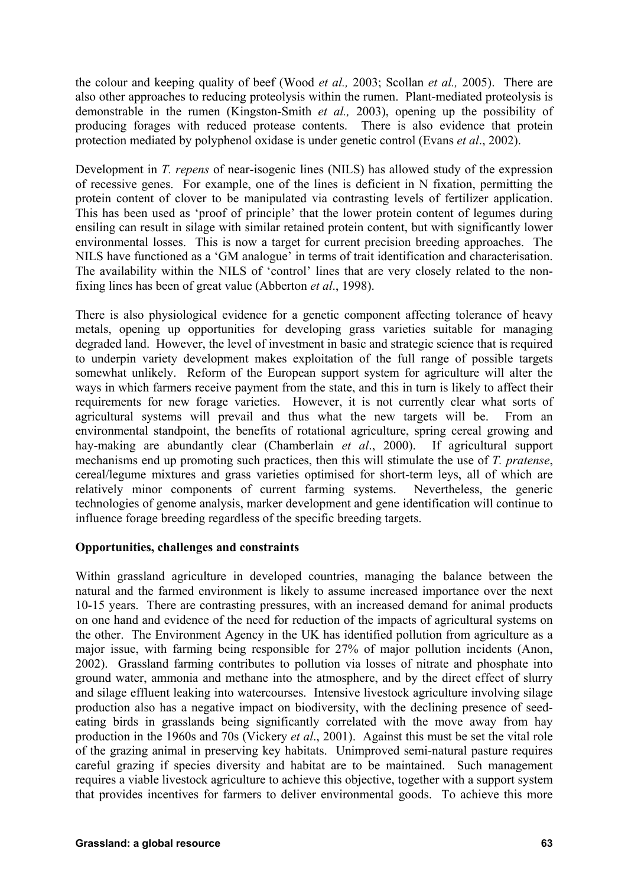the colour and keeping quality of beef (Wood *et al.,* 2003; Scollan *et al.,* 2005). There are also other approaches to reducing proteolysis within the rumen. Plant-mediated proteolysis is demonstrable in the rumen (Kingston-Smith *et al.,* 2003), opening up the possibility of producing forages with reduced protease contents. There is also evidence that protein protection mediated by polyphenol oxidase is under genetic control (Evans *et al*., 2002).

Development in *T. repens* of near-isogenic lines (NILS) has allowed study of the expression of recessive genes. For example, one of the lines is deficient in N fixation, permitting the protein content of clover to be manipulated via contrasting levels of fertilizer application. This has been used as 'proof of principle' that the lower protein content of legumes during ensiling can result in silage with similar retained protein content, but with significantly lower environmental losses. This is now a target for current precision breeding approaches. The NILS have functioned as a 'GM analogue' in terms of trait identification and characterisation. The availability within the NILS of 'control' lines that are very closely related to the non-fixing lines has been of great value (Abberton *et al*., 1998).

There is also physiological evidence for a genetic component affecting tolerance of heavy metals, opening up opportunities for developing grass varieties suitable for managing degraded land. However, the level of investment in basic and strategic science that is required to underpin variety development makes exploitation of the full range of possible targets somewhat unlikely. Reform of the European support system for agriculture will alter the ways in which farmers receive payment from the state, and this in turn is likely to affect their requirements for new forage varieties. However, it is not currently clear what sorts of agricultural systems will prevail and thus what the new targets will be. From an environmental standpoint, the benefits of rotational agriculture, spring cereal growing and hay-making are abundantly clear (Chamberlain *et al*., 2000). If agricultural support mechanisms end up promoting such practices, then this will stimulate the use of *T. pratense*, cereal/legume mixtures and grass varieties optimised for short-term leys, all of which are relatively minor components of current farming systems. Nevertheless, the generic technologies of genome analysis, marker development and gene identification will continue to influence forage breeding regardless of the specific breeding targets.

**Opportunities, challenges and constraints**

Within grassland agriculture in developed countries, managing the balance between the natural and the farmed environment is likely to assume increased importance over the next 10-15 years. There are contrasting pressures, with an increased demand for animal products on one hand and evidence of the need for reduction of the impacts of agricultural systems on the other. The Environment Agency in the UK has identified pollution from agriculture as a major issue, with farming being responsible for 27% of major pollution incidents (Anon, 2002). Grassland farming contributes to pollution via losses of nitrate and phosphate into ground water, ammonia and methane into the atmosphere, and by the direct effect of slurry and silage effluent leaking into watercourses. Intensive livestock agriculture involving silage production also has a negative impact on biodiversity, with the declining presence of seed-eating birds in grasslands being significantly correlated with the move away from hay production in the 1960s and 70s (Vickery *et al*., 2001). Against this must be set the vital role of the grazing animal in preserving key habitats. Unimproved semi-natural pasture requires careful grazing if species diversity and habitat are to be maintained. Such management requires a viable livestock agriculture to achieve this objective, together with a support system that provides incentives for farmers to deliver environmental goods. To achieve this more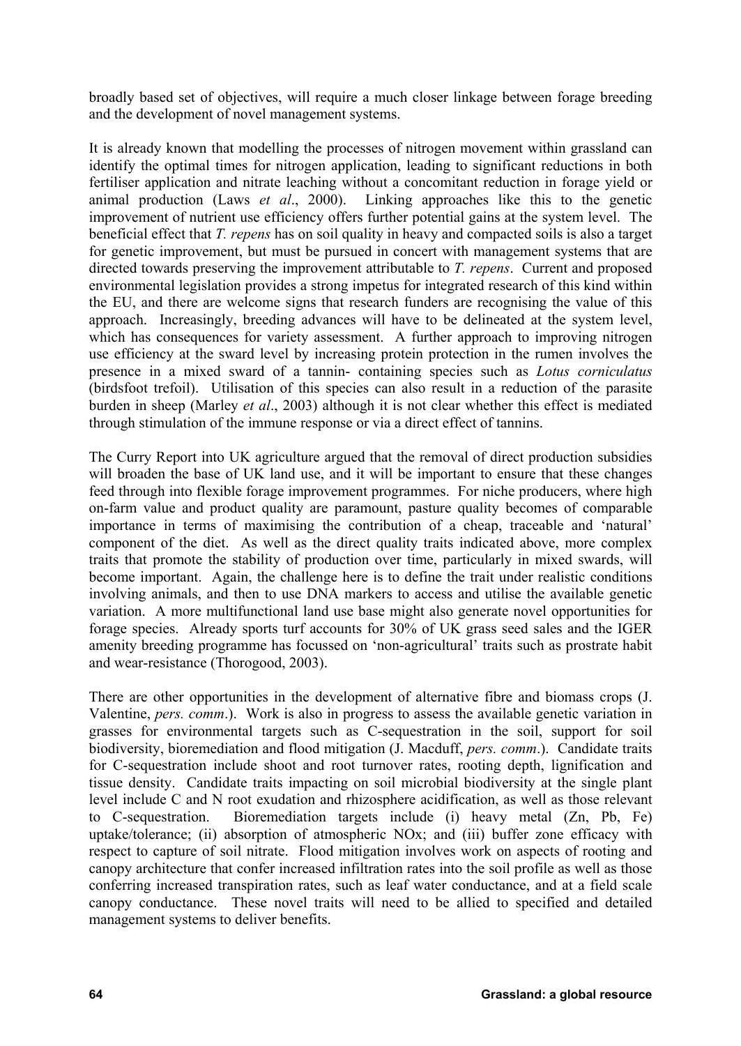broadly based set of objectives, will require a much closer linkage between forage breeding and the development of novel management systems.

It is already known that modelling the processes of nitrogen movement within grassland can identify the optimal times for nitrogen application, leading to significant reductions in both fertiliser application and nitrate leaching without a concomitant reduction in forage yield or animal production (Laws *et al*., 2000). Linking approaches like this to the genetic improvement of nutrient use efficiency offers further potential gains at the system level. The beneficial effect that *T. repens* has on soil quality in heavy and compacted soils is also a target for genetic improvement, but must be pursued in concert with management systems that are directed towards preserving the improvement attributable to *T. repens*. Current and proposed environmental legislation provides a strong impetus for integrated research of this kind within the EU, and there are welcome signs that research funders are recognising the value of this approach. Increasingly, breeding advances will have to be delineated at the system level, which has consequences for variety assessment. A further approach to improving nitrogen use efficiency at the sward level by increasing protein protection in the rumen involves the presence in a mixed sward of a tannin- containing species such as *Lotus corniculatus* (birdsfoot trefoil). Utilisation of this species can also result in a reduction of the parasite burden in sheep (Marley *et al*., 2003) although it is not clear whether this effect is mediated through stimulation of the immune response or via a direct effect of tannins.

The Curry Report into UK agriculture argued that the removal of direct production subsidies will broaden the base of UK land use, and it will be important to ensure that these changes feed through into flexible forage improvement programmes. For niche producers, where high on-farm value and product quality are paramount, pasture quality becomes of comparable importance in terms of maximising the contribution of a cheap, traceable and 'natural' component of the diet. As well as the direct quality traits indicated above, more complex traits that promote the stability of production over time, particularly in mixed swards, will become important. Again, the challenge here is to define the trait under realistic conditions involving animals, and then to use DNA markers to access and utilise the available genetic variation. A more multifunctional land use base might also generate novel opportunities for forage species. Already sports turf accounts for 30% of UK grass seed sales and the IGER amenity breeding programme has focussed on 'non-agricultural' traits such as prostrate habit and wear-resistance (Thorogood, 2003).

There are other opportunities in the development of alternative fibre and biomass crops (J. Valentine, *pers. comm*.). Work is also in progress to assess the available genetic variation in grasses for environmental targets such as C-sequestration in the soil, support for soil biodiversity, bioremediation and flood mitigation (J. Macduff, *pers. comm*.). Candidate traits for C-sequestration include shoot and root turnover rates, rooting depth, lignification and tissue density. Candidate traits impacting on soil microbial biodiversity at the single plant level include C and N root exudation and rhizosphere acidification, as well as those relevant to C-sequestration. Bioremediation targets include (i) heavy metal (Zn, Pb, Fe) uptake/tolerance; (ii) absorption of atmospheric NOx; and (iii) buffer zone efficacy with respect to capture of soil nitrate. Flood mitigation involves work on aspects of rooting and canopy architecture that confer increased infiltration rates into the soil profile as well as those conferring increased transpiration rates, such as leaf water conductance, and at a field scale canopy conductance. These novel traits will need to be allied to specified and detailed management systems to deliver benefits.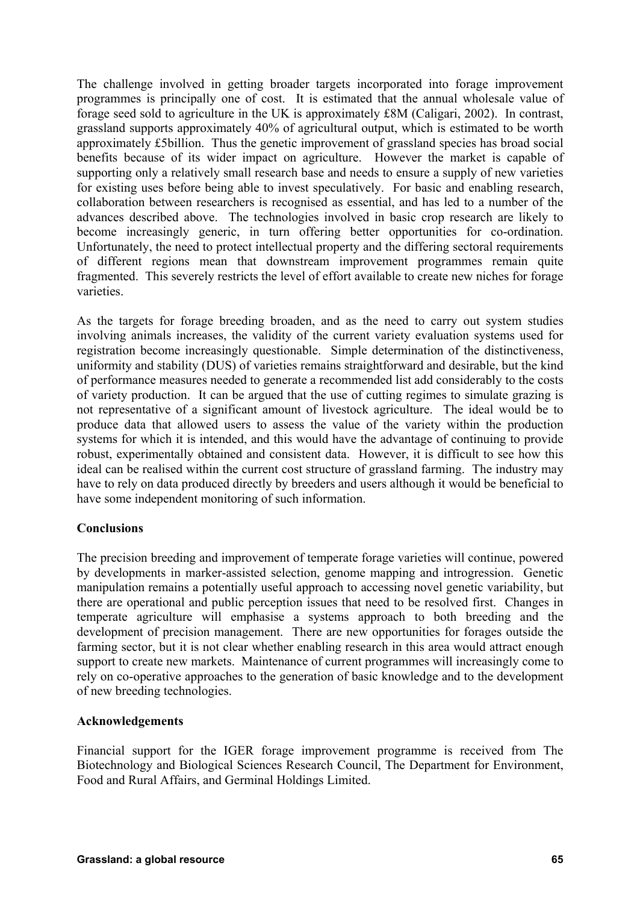The challenge involved in getting broader targets incorporated into forage improvement programmes is principally one of cost. It is estimated that the annual wholesale value of forage seed sold to agriculture in the UK is approximately £8M (Caligari, 2002). In contrast, grassland supports approximately 40% of agricultural output, which is estimated to be worth approximately £5billion. Thus the genetic improvement of grassland species has broad social benefits because of its wider impact on agriculture. However the market is capable of supporting only a relatively small research base and needs to ensure a supply of new varieties for existing uses before being able to invest speculatively. For basic and enabling research, collaboration between researchers is recognised as essential, and has led to a number of the advances described above. The technologies involved in basic crop research are likely to become increasingly generic, in turn offering better opportunities for co-ordination. Unfortunately, the need to protect intellectual property and the differing sectoral requirements of different regions mean that downstream improvement programmes remain quite fragmented. This severely restricts the level of effort available to create new niches for forage varieties.

As the targets for forage breeding broaden, and as the need to carry out system studies involving animals increases, the validity of the current variety evaluation systems used for registration become increasingly questionable. Simple determination of the distinctiveness, uniformity and stability (DUS) of varieties remains straightforward and desirable, but the kind of performance measures needed to generate a recommended list add considerably to the costs of variety production. It can be argued that the use of cutting regimes to simulate grazing is not representative of a significant amount of livestock agriculture. The ideal would be to produce data that allowed users to assess the value of the variety within the production systems for which it is intended, and this would have the advantage of continuing to provide robust, experimentally obtained and consistent data. However, it is difficult to see how this ideal can be realised within the current cost structure of grassland farming. The industry may have to rely on data produced directly by breeders and users although it would be beneficial to have some independent monitoring of such information.

## Conclusions

The precision breeding and improvement of temperate forage varieties will continue, powered by developments in marker-assisted selection, genome mapping and introgression. Genetic manipulation remains a potentially useful approach to accessing novel genetic variability, but there are operational and public perception issues that need to be resolved first. Changes in temperate agriculture will emphasise a systems approach to both breeding and the development of precision management. There are new opportunities for forages outside the farming sector, but it is not clear whether enabling research in this area would attract enough support to create new markets. Maintenance of current programmes will increasingly come to rely on co-operative approaches to the generation of basic knowledge and to the development of new breeding technologies.

## Acknowledgements

Financial support for the IGER forage improvement programme is received from The Biotechnology and Biological Sciences Research Council, The Department for Environment, Food and Rural Affairs, and Germinal Holdings Limited.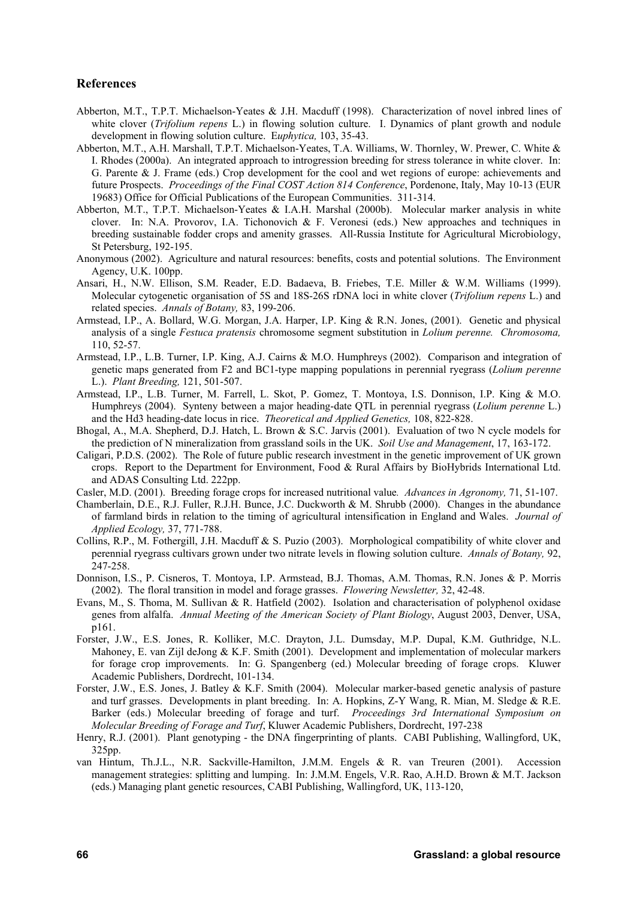## References

Abberton, M.T., T.P.T. Michaelson-Yeates & J.H. Macduff (1998). Characterization of novel inbred lines of white clover (*Trifolium repens* L.) in flowing solution culture. I. Dynamics of plant growth and nodule development in flowing solution culture. E*uphytica,* 103, 35-43.

Abberton, M.T., A.H. Marshall, T.P.T. Michaelson-Yeates, T.A. Williams, W. Thornley, W. Prewer, C. White & I. Rhodes (2000a). An integrated approach to introgression breeding for stress tolerance in white clover. In: G. Parente & J. Frame (eds.) Crop development for the cool and wet regions of europe: achievements and future Prospects. *Proceedings of the Final COST Action 814 Conference*, Pordenone, Italy, May 10-13 (EUR 19683) Office for Official Publications of the European Communities. 311-314.

Abberton, M.T., T.P.T. Michaelson-Yeates & I.A.H. Marshal (2000b). Molecular marker analysis in white clover. In: N.A. Provorov, I.A. Tichonovich & F. Veronesi (eds.) New approaches and techniques in breeding sustainable fodder crops and amenity grasses. All-Russia Institute for Agricultural Microbiology, St Petersburg, 192-195.

Anonymous (2002). Agriculture and natural resources: benefits, costs and potential solutions. The Environment Agency, U.K. 100pp.

Ansari, H., N.W. Ellison, S.M. Reader, E.D. Badaeva, B. Friebes, T.E. Miller & W.M. Williams (1999). Molecular cytogenetic organisation of 5S and 18S-26S rDNA loci in white clover (*Trifolium repens* L.) and related species. *Annals of Botany,* 83, 199-206.

Armstead, I.P., A. Bollard, W.G. Morgan, J.A. Harper, I.P. King & R.N. Jones, (2001). Genetic and physical analysis of a single *Festuca pratensis* chromosome segment substitution in *Lolium perenne. Chromosoma,* 110, 52-57.

Armstead, I.P., L.B. Turner, I.P. King, A.J. Cairns & M.O. Humphreys (2002). Comparison and integration of genetic maps generated from F2 and BC1-type mapping populations in perennial ryegrass (*Lolium perenne* L.). *Plant Breeding,* 121, 501-507.

Armstead, I.P., L.B. Turner, M. Farrell, L. Skot, P. Gomez, T. Montoya, I.S. Donnison, I.P. King & M.O. Humphreys (2004). Synteny between a major heading-date QTL in perennial ryegrass (*Lolium perenne* L.) and the Hd3 heading-date locus in rice. *Theoretical and Applied Genetics,* 108, 822-828.

Bhogal, A., M.A. Shepherd, D.J. Hatch, L. Brown & S.C. Jarvis (2001). Evaluation of two N cycle models for the prediction of N mineralization from grassland soils in the UK. *Soil Use and Management*, 17, 163-172.

Caligari, P.D.S. (2002). The Role of future public research investment in the genetic improvement of UK grown crops. Report to the Department for Environment, Food & Rural Affairs by BioHybrids International Ltd. and ADAS Consulting Ltd. 222pp.

Casler, M.D. (2001). Breeding forage crops for increased nutritional value*. Advances in Agronomy,* 71, 51-107.

Chamberlain, D.E., R.J. Fuller, R.J.H. Bunce, J.C. Duckworth & M. Shrubb (2000). Changes in the abundance of farmland birds in relation to the timing of agricultural intensification in England and Wales. *Journal of Applied Ecology,* 37, 771-788.

Collins, R.P., M. Fothergill, J.H. Macduff & S. Puzio (2003). Morphological compatibility of white clover and perennial ryegrass cultivars grown under two nitrate levels in flowing solution culture. *Annals of Botany,* 92, 247-258.

Donnison, I.S., P. Cisneros, T. Montoya, I.P. Armstead, B.J. Thomas, A.M. Thomas, R.N. Jones & P. Morris (2002). The floral transition in model and forage grasses. *Flowering Newsletter,* 32, 42-48.

Evans, M., S. Thoma, M. Sullivan & R. Hatfield (2002). Isolation and characterisation of polyphenol oxidase genes from alfalfa. *Annual Meeting of the American Society of Plant Biology*, August 2003, Denver, USA, p161.

Forster, J.W., E.S. Jones, R. Kolliker, M.C. Drayton, J.L. Dumsday, M.P. Dupal, K.M. Guthridge, N.L. Mahoney, E. van Zijl deJong & K.F. Smith (2001). Development and implementation of molecular markers for forage crop improvements. In: G. Spangenberg (ed.) Molecular breeding of forage crops. Kluwer Academic Publishers, Dordrecht, 101-134.

Forster, J.W., E.S. Jones, J. Batley & K.F. Smith (2004). Molecular marker-based genetic analysis of pasture and turf grasses. Developments in plant breeding. In: A. Hopkins, Z-Y Wang, R. Mian, M. Sledge & R.E. Barker (eds.) Molecular breeding of forage and turf. *Proceedings 3rd International Symposium on Molecular Breeding of Forage and Turf*, Kluwer Academic Publishers, Dordrecht, 197-238

Henry, R.J. (2001). Plant genotyping - the DNA fingerprinting of plants. CABI Publishing, Wallingford, UK, 325pp.

van Hintum, Th.J.L., N.R. Sackville-Hamilton, J.M.M. Engels & R. van Treuren (2001). Accession management strategies: splitting and lumping. In: J.M.M. Engels, V.R. Rao, A.H.D. Brown & M.T. Jackson (eds.) Managing plant genetic resources, CABI Publishing, Wallingford, UK, 113-120,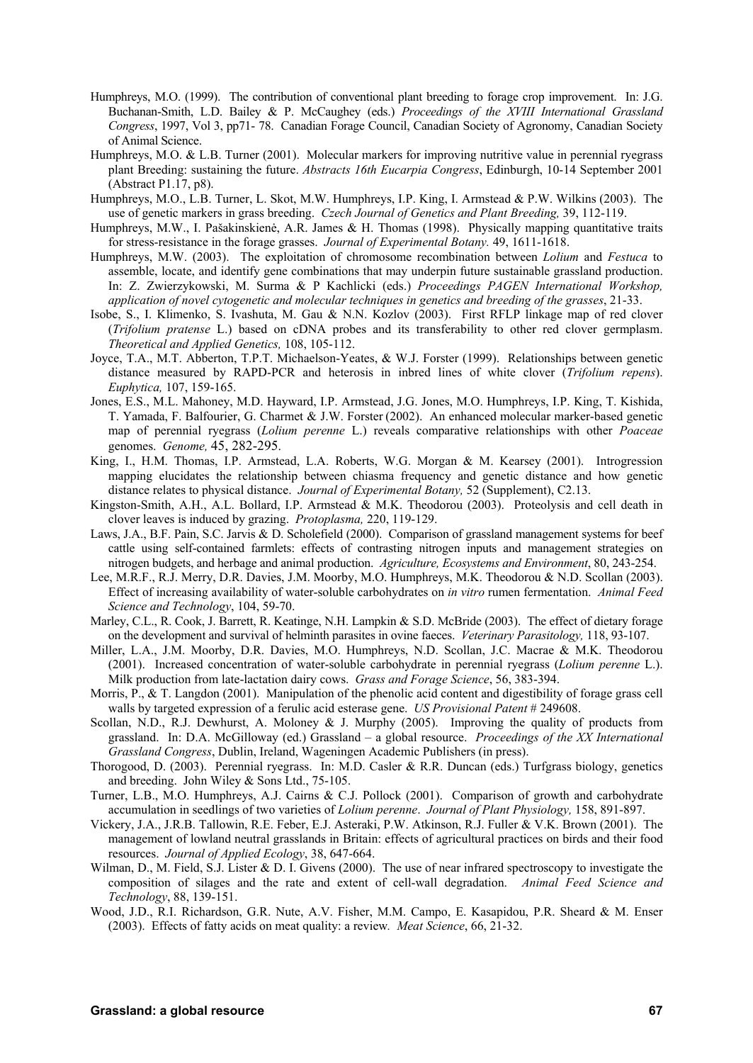Humphreys, M.O. (1999). The contribution of conventional plant breeding to forage crop improvement. In: J.G. Buchanan-Smith, L.D. Bailey & P. McCaughey (eds.) *Proceedings of the XVIII International Grassland Congress*, 1997, Vol 3, pp71- 78. Canadian Forage Council, Canadian Society of Agronomy, Canadian Society of Animal Science.

Humphreys, M.O. & L.B. Turner (2001). Molecular markers for improving nutritive value in perennial ryegrass plant Breeding: sustaining the future. *Abstracts 16th Eucarpia Congress*, Edinburgh, 10-14 September 2001 (Abstract P1.17, p8).

Humphreys, M.O., L.B. Turner, L. Skot, M.W. Humphreys, I.P. King, I. Armstead & P.W. Wilkins (2003). The use of genetic markers in grass breeding. *Czech Journal of Genetics and Plant Breeding,* 39, 112-119.

Humphreys, M.W., I. Pašakinskienė, A.R. James & H. Thomas (1998). Physically mapping quantitative traits for stress-resistance in the forage grasses. *Journal of Experimental Botany.* 49, 1611-1618.

Humphreys, M.W. (2003). The exploitation of chromosome recombination between *Lolium* and *Festuca* to assemble, locate, and identify gene combinations that may underpin future sustainable grassland production. In: Z. Zwierzykowski, M. Surma & P Kachlicki (eds.) *Proceedings PAGEN International Workshop, application of novel cytogenetic and molecular techniques in genetics and breeding of the grasses*, 21-33.

Isobe, S., I. Klimenko, S. Ivashuta, M. Gau & N.N. Kozlov (2003). First RFLP linkage map of red clover (*Trifolium pratense* L.) based on cDNA probes and its transferability to other red clover germplasm. *Theoretical and Applied Genetics,* 108, 105-112.

Joyce, T.A., M.T. Abberton, T.P.T. Michaelson-Yeates, & W.J. Forster (1999). Relationships between genetic distance measured by RAPD-PCR and heterosis in inbred lines of white clover (*Trifolium repens*). *Euphytica,* 107, 159-165.

Jones, E.S., M.L. Mahoney, M.D. Hayward, I.P. Armstead, J.G. Jones, M.O. Humphreys, I.P. King, T. Kishida, T. Yamada, F. Balfourier, G. Charmet & J.W. Forster (2002). An enhanced molecular marker-based genetic map of perennial ryegrass (*Lolium perenne* L.) reveals comparative relationships with other *Poaceae* genomes. *Genome,* 45, 282-295.

King, I., H.M. Thomas, I.P. Armstead, L.A. Roberts, W.G. Morgan & M. Kearsey (2001). Introgression mapping elucidates the relationship between chiasma frequency and genetic distance and how genetic distance relates to physical distance. *Journal of Experimental Botany,* 52 (Supplement), C2.13.

Kingston-Smith, A.H., A.L. Bollard, I.P. Armstead & M.K. Theodorou (2003). Proteolysis and cell death in clover leaves is induced by grazing. *Protoplasma,* 220, 119-129.

Laws, J.A., B.F. Pain, S.C. Jarvis & D. Scholefield (2000). Comparison of grassland management systems for beef cattle using self-contained farmlets: effects of contrasting nitrogen inputs and management strategies on nitrogen budgets, and herbage and animal production. *Agriculture, Ecosystems and Environment*, 80, 243-254.

Lee, M.R.F., R.J. Merry, D.R. Davies, J.M. Moorby, M.O. Humphreys, M.K. Theodorou & N.D. Scollan (2003). Effect of increasing availability of water-soluble carbohydrates on *in vitro* rumen fermentation. *Animal Feed Science and Technology*, 104, 59-70.

Marley, C.L., R. Cook, J. Barrett, R. Keatinge, N.H. Lampkin & S.D. McBride (2003). The effect of dietary forage on the development and survival of helminth parasites in ovine faeces. *Veterinary Parasitology,* 118, 93-107.

Miller, L.A., J.M. Moorby, D.R. Davies, M.O. Humphreys, N.D. Scollan, J.C. Macrae & M.K. Theodorou (2001). Increased concentration of water-soluble carbohydrate in perennial ryegrass (*Lolium perenne* L.). Milk production from late-lactation dairy cows. *Grass and Forage Science*, 56, 383-394.

Morris, P., & T. Langdon (2001). Manipulation of the phenolic acid content and digestibility of forage grass cell walls by targeted expression of a ferulic acid esterase gene. *US Provisional Patent* # 249608.

Scollan, N.D., R.J. Dewhurst, A. Moloney & J. Murphy (2005). Improving the quality of products from grassland. In: D.A. McGilloway (ed.) Grassland – a global resource. *Proceedings of the XX International Grassland Congress*, Dublin, Ireland, Wageningen Academic Publishers (in press).

Thorogood, D. (2003). Perennial ryegrass. In: M.D. Casler & R.R. Duncan (eds.) Turfgrass biology, genetics and breeding. John Wiley & Sons Ltd., 75-105.

Turner, L.B., M.O. Humphreys, A.J. Cairns & C.J. Pollock (2001). Comparison of growth and carbohydrate accumulation in seedlings of two varieties of *Lolium perenne*. *Journal of Plant Physiology,* 158, 891-897.

Vickery, J.A., J.R.B. Tallowin, R.E. Feber, E.J. Asteraki, P.W. Atkinson, R.J. Fuller & V.K. Brown (2001). The management of lowland neutral grasslands in Britain: effects of agricultural practices on birds and their food resources. *Journal of Applied Ecology*, 38, 647-664.

Wilman, D., M. Field, S.J. Lister & D. I. Givens (2000). The use of near infrared spectroscopy to investigate the composition of silages and the rate and extent of cell-wall degradation. *Animal Feed Science and Technology*, 88, 139-151.

Wood, J.D., R.I. Richardson, G.R. Nute, A.V. Fisher, M.M. Campo, E. Kasapidou, P.R. Sheard & M. Enser (2003). Effects of fatty acids on meat quality: a review*. Meat Science*, 66, 21-32.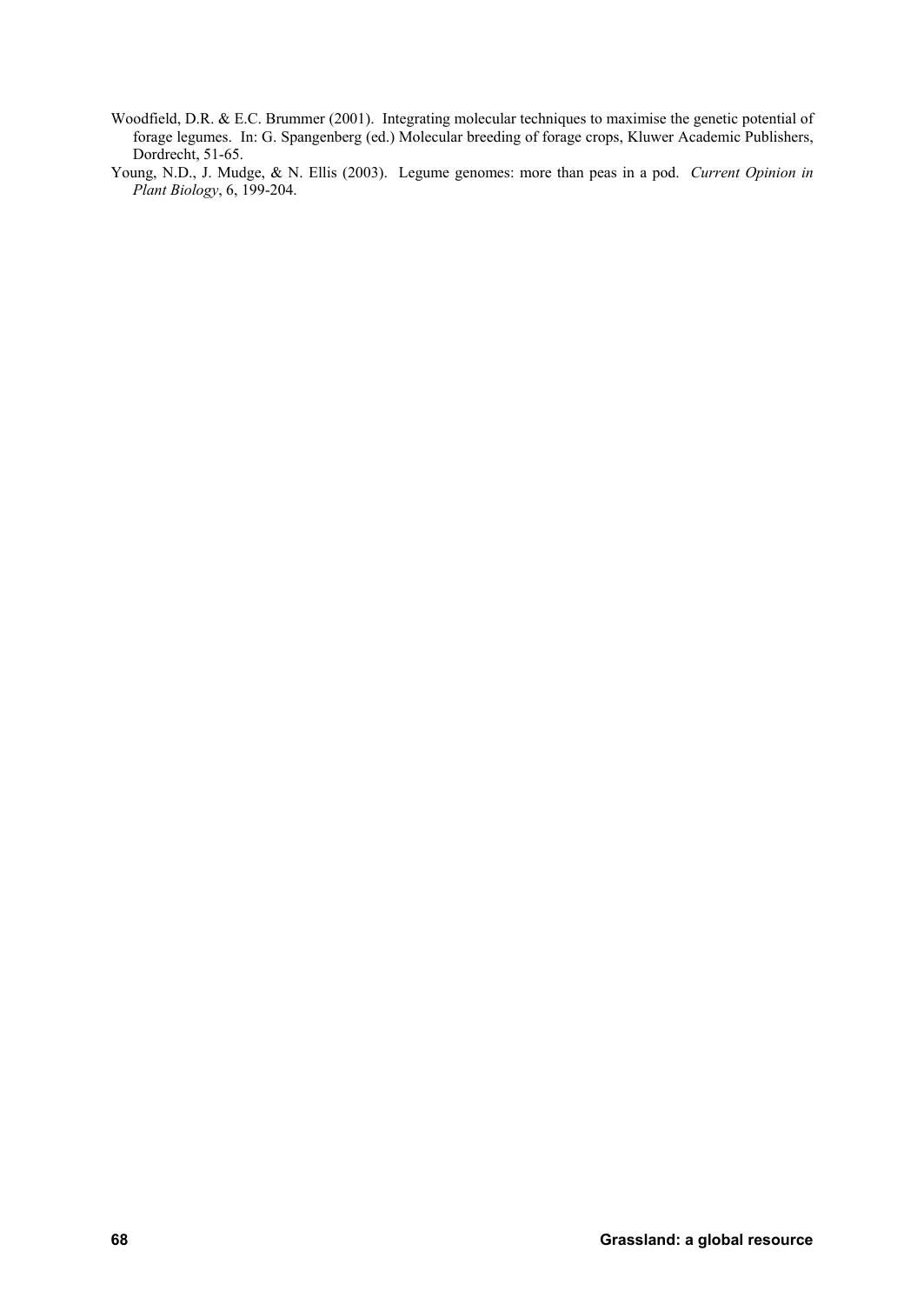Woodfield, D.R. & E.C. Brummer (2001). Integrating molecular techniques to maximise the genetic potential of forage legumes. In: G. Spangenberg (ed.) Molecular breeding of forage crops, Kluwer Academic Publishers, Dordrecht, 51-65.

Young, N.D., J. Mudge, & N. Ellis (2003). Legume genomes: more than peas in a pod. *Current Opinion in Plant Biology*, 6, 199-204.